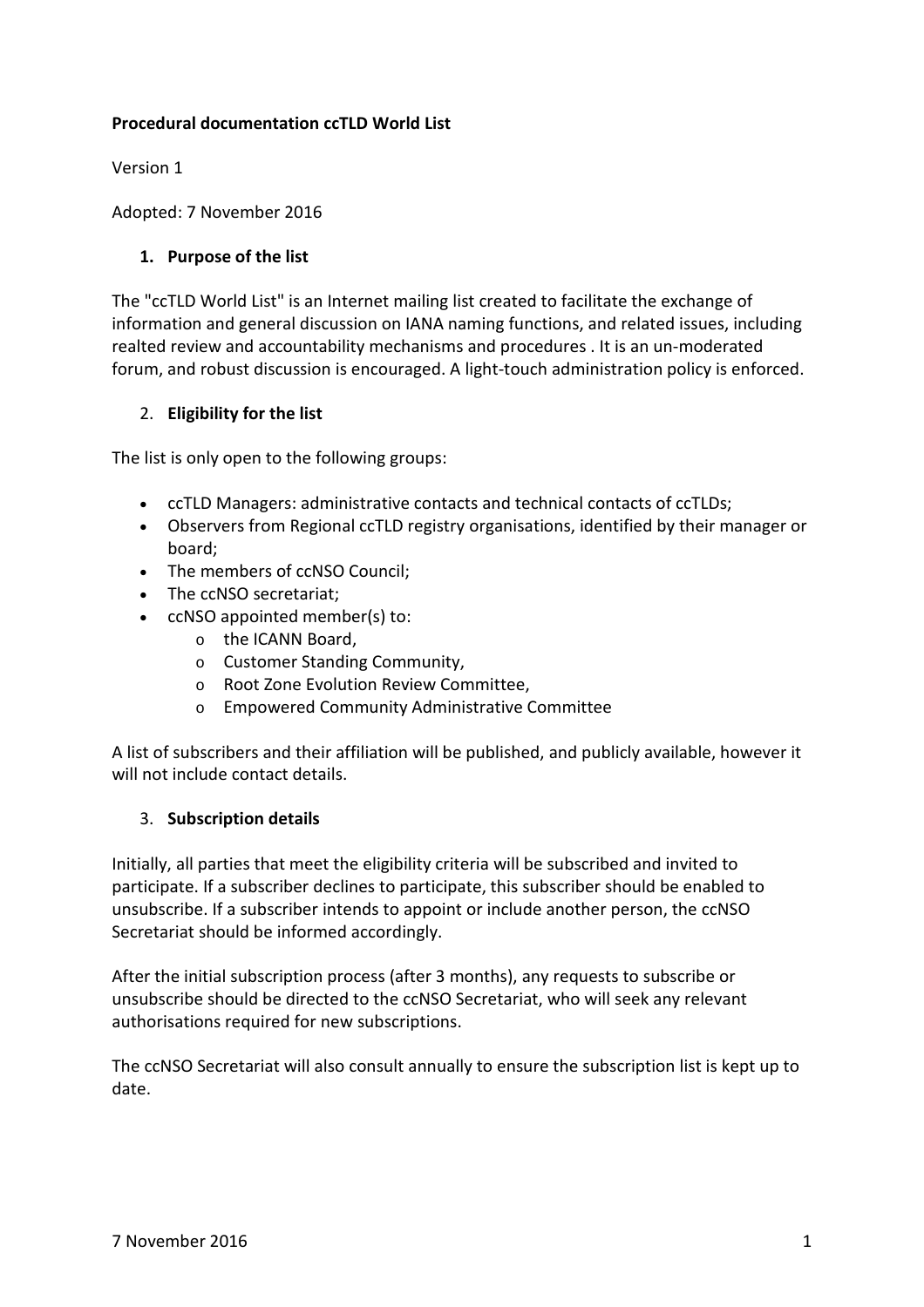**Procedural documentation ccTLD World List**

Version 1

Adopted: 7 November 2016

1. **Purpose of the list**

The "ccTLD World List" is an Internet mailing list created to facilitate the exchange of information and general discussion on IANA naming functions, and related issues, including realted review and accountability mechanisms and procedures . It is an un-moderated forum, and robust discussion is encouraged. A light-touch administration policy is enforced.

2. **Eligibility for the list**

The list is only open to the following groups:

- ccTLD Managers: administrative contacts and technical contacts of ccTLDs;
- Observers from Regional ccTLD registry organisations, identified by their manager or board;
- The members of ccNSO Council;
- The ccNSO secretariat;
- ccNSO appointed member(s) to:
  - the ICANN Board,
  - Customer Standing Community,
  - Root Zone Evolution Review Committee,
  - Empowered Community Administrative Committee

A list of subscribers and their affiliation will be published, and publicly available, however it will not include contact details.

3. **Subscription details**

Initially, all parties that meet the eligibility criteria will be subscribed and invited to participate. If a subscriber declines to participate, this subscriber should be enabled to unsubscribe. If a subscriber intends to appoint or include another person, the ccNSO Secretariat should be informed accordingly.

After the initial subscription process (after 3 months), any requests to subscribe or unsubscribe should be directed to the ccNSO Secretariat, who will seek any relevant authorisations required for new subscriptions.

The ccNSO Secretariat will also consult annually to ensure the subscription list is kept up to date.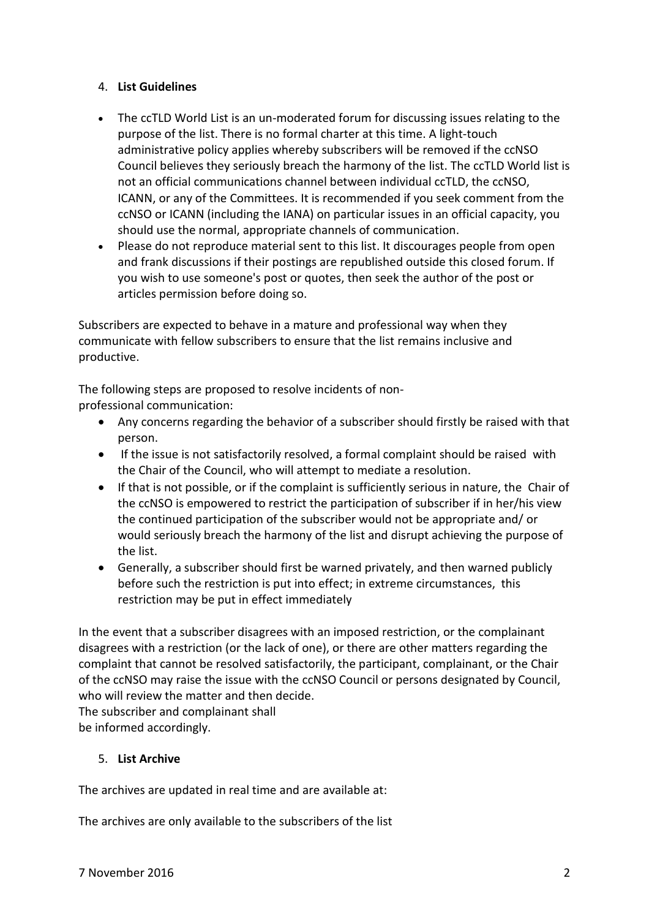4. **List Guidelines**

- The ccTLD World List is an un-moderated forum for discussing issues relating to the purpose of the list. There is no formal charter at this time. A light-touch administrative policy applies whereby subscribers will be removed if the ccNSO Council believes they seriously breach the harmony of the list. The ccTLD World list is not an official communications channel between individual ccTLD, the ccNSO, ICANN, or any of the Committees. It is recommended if you seek comment from the ccNSO or ICANN (including the IANA) on particular issues in an official capacity, you should use the normal, appropriate channels of communication.
- Please do not reproduce material sent to this list. It discourages people from open and frank discussions if their postings are republished outside this closed forum. If you wish to use someone's post or quotes, then seek the author of the post or articles permission before doing so.

Subscribers are expected to behave in a mature and professional way when they communicate with fellow subscribers to ensure that the list remains inclusive and productive.

The following steps are proposed to resolve incidents of non-professional communication:

- Any concerns regarding the behavior of a subscriber should firstly be raised with that person.
- If the issue is not satisfactorily resolved, a formal complaint should be raised with the Chair of the Council, who will attempt to mediate a resolution.
- If that is not possible, or if the complaint is sufficiently serious in nature, the Chair of the ccNSO is empowered to restrict the participation of subscriber if in her/his view the continued participation of the subscriber would not be appropriate and/ or would seriously breach the harmony of the list and disrupt achieving the purpose of the list.
- Generally, a subscriber should first be warned privately, and then warned publicly before such the restriction is put into effect; in extreme circumstances, this restriction may be put in effect immediately

In the event that a subscriber disagrees with an imposed restriction, or the complainant disagrees with a restriction (or the lack of one), or there are other matters regarding the complaint that cannot be resolved satisfactorily, the participant, complainant, or the Chair of the ccNSO may raise the issue with the ccNSO Council or persons designated by Council, who will review the matter and then decide.
The subscriber and complainant shall be informed accordingly.

5. **List Archive**

The archives are updated in real time and are available at:

The archives are only available to the subscribers of the list

7 November 2016